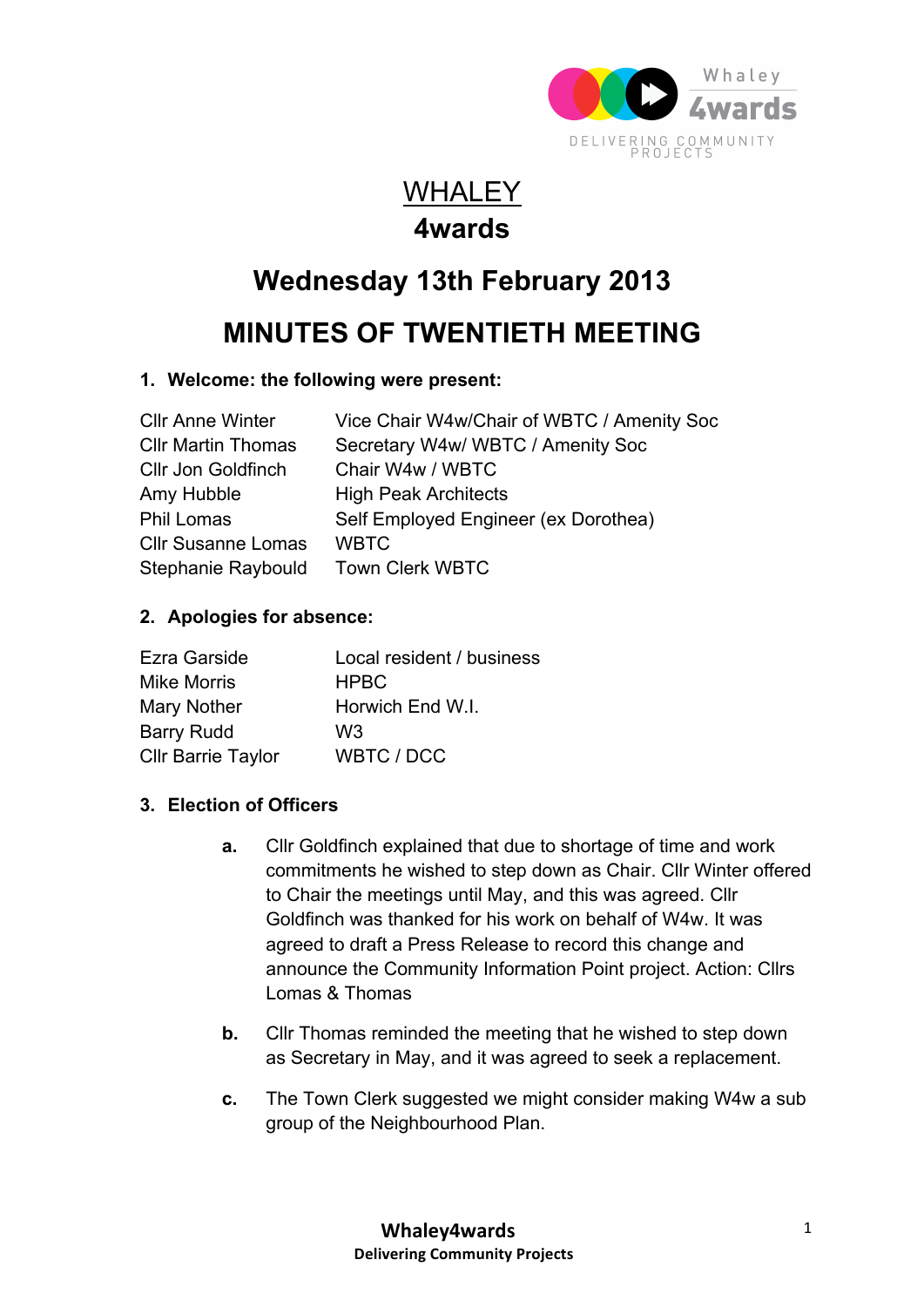# WHALEY

# 4wards

## Wednesday 13th February 2013

## MINUTES OF TWENTIETH MEETING

### 1. Welcome: the following were present:

| | |
|---|---|
| Cllr Anne Winter | Vice Chair W4w/Chair of WBTC / Amenity Soc |
| Cllr Martin Thomas | Secretary W4w/ WBTC / Amenity Soc |
| Cllr Jon Goldfinch | Chair W4w / WBTC |
| Amy Hubble | High Peak Architects |
| Phil Lomas | Self Employed Engineer (ex Dorothea) |
| Cllr Susanne Lomas | WBTC |
| Stephanie Raybould | Town Clerk WBTC |

### 2. Apologies for absence:

| | |
|---|---|
| Ezra Garside | Local resident / business |
| Mike Morris | HPBC |
| Mary Nother | Horwich End W.I. |
| Barry Rudd | W3 |
| Cllr Barrie Taylor | WBTC / DCC |

### 3. Election of Officers

**a.** Cllr Goldfinch explained that due to shortage of time and work commitments he wished to step down as Chair. Cllr Winter offered to Chair the meetings until May, and this was agreed. Cllr Goldfinch was thanked for his work on behalf of W4w. It was agreed to draft a Press Release to record this change and announce the Community Information Point project. Action: Cllrs Lomas & Thomas

**b.** Cllr Thomas reminded the meeting that he wished to step down as Secretary in May, and it was agreed to seek a replacement.

**c.** The Town Clerk suggested we might consider making W4w a sub group of the Neighbourhood Plan.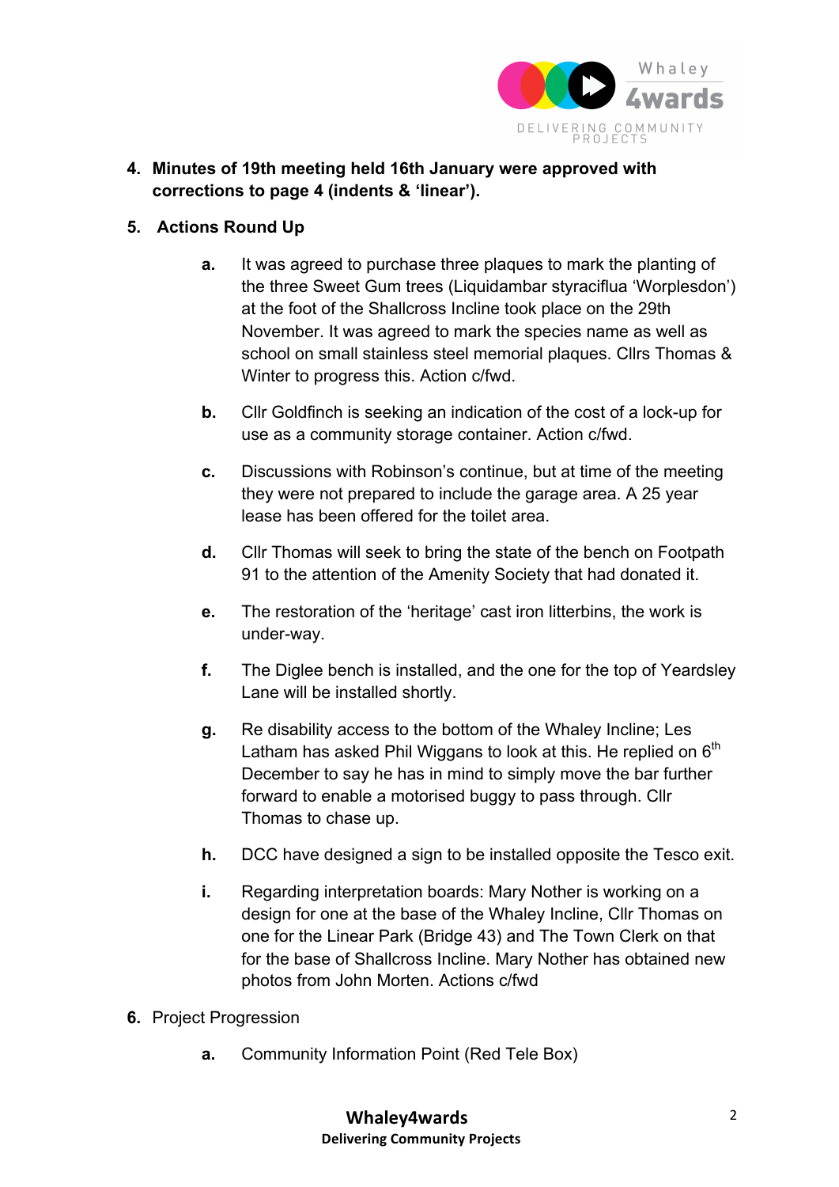4. **Minutes of 19th meeting held 16th January were approved with corrections to page 4 (indents & 'linear').**

5. **Actions Round Up**

   a. It was agreed to purchase three plaques to mark the planting of the three Sweet Gum trees (Liquidambar styraciflua 'Worplesdon') at the foot of the Shallcross Incline took place on the 29th November. It was agreed to mark the species name as well as school on small stainless steel memorial plaques. Cllrs Thomas & Winter to progress this. Action c/fwd.

   b. Cllr Goldfinch is seeking an indication of the cost of a lock-up for use as a community storage container. Action c/fwd.

   c. Discussions with Robinson's continue, but at time of the meeting they were not prepared to include the garage area. A 25 year lease has been offered for the toilet area.

   d. Cllr Thomas will seek to bring the state of the bench on Footpath 91 to the attention of the Amenity Society that had donated it.

   e. The restoration of the 'heritage' cast iron litterbins, the work is under-way.

   f. The Diglee bench is installed, and the one for the top of Yeardsley Lane will be installed shortly.

   g. Re disability access to the bottom of the Whaley Incline; Les Latham has asked Phil Wiggans to look at this. He replied on 6th December to say he has in mind to simply move the bar further forward to enable a motorised buggy to pass through. Cllr Thomas to chase up.

   h. DCC have designed a sign to be installed opposite the Tesco exit.

   i. Regarding interpretation boards: Mary Nother is working on a design for one at the base of the Whaley Incline, Cllr Thomas on one for the Linear Park (Bridge 43) and The Town Clerk on that for the base of Shallcross Incline. Mary Nother has obtained new photos from John Morten. Actions c/fwd

6. Project Progression

   a. Community Information Point (Red Tele Box)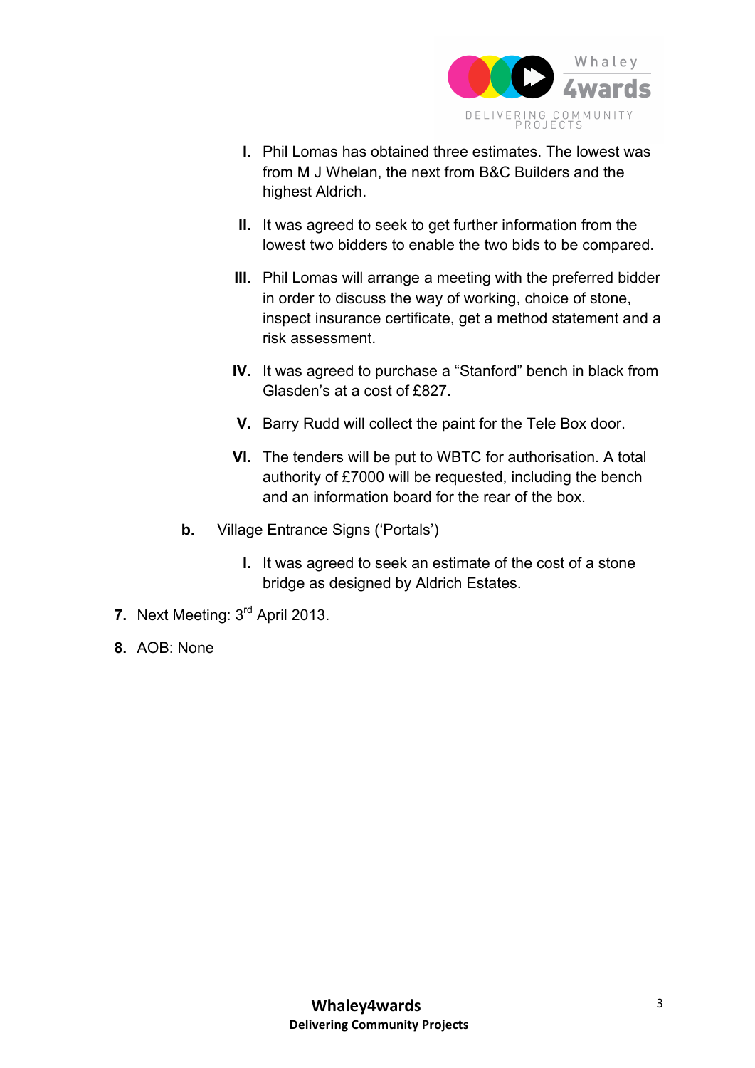I. Phil Lomas has obtained three estimates. The lowest was from M J Whelan, the next from B&C Builders and the highest Aldrich.

II. It was agreed to seek to get further information from the lowest two bidders to enable the two bids to be compared.

III. Phil Lomas will arrange a meeting with the preferred bidder in order to discuss the way of working, choice of stone, inspect insurance certificate, get a method statement and a risk assessment.

IV. It was agreed to purchase a "Stanford" bench in black from Glasden's at a cost of £827.

V. Barry Rudd will collect the paint for the Tele Box door.

VI. The tenders will be put to WBTC for authorisation. A total authority of £7000 will be requested, including the bench and an information board for the rear of the box.

**b.** Village Entrance Signs ('Portals')

I. It was agreed to seek an estimate of the cost of a stone bridge as designed by Aldrich Estates.

**7.** Next Meeting: 3rd April 2013.

**8.** AOB: None